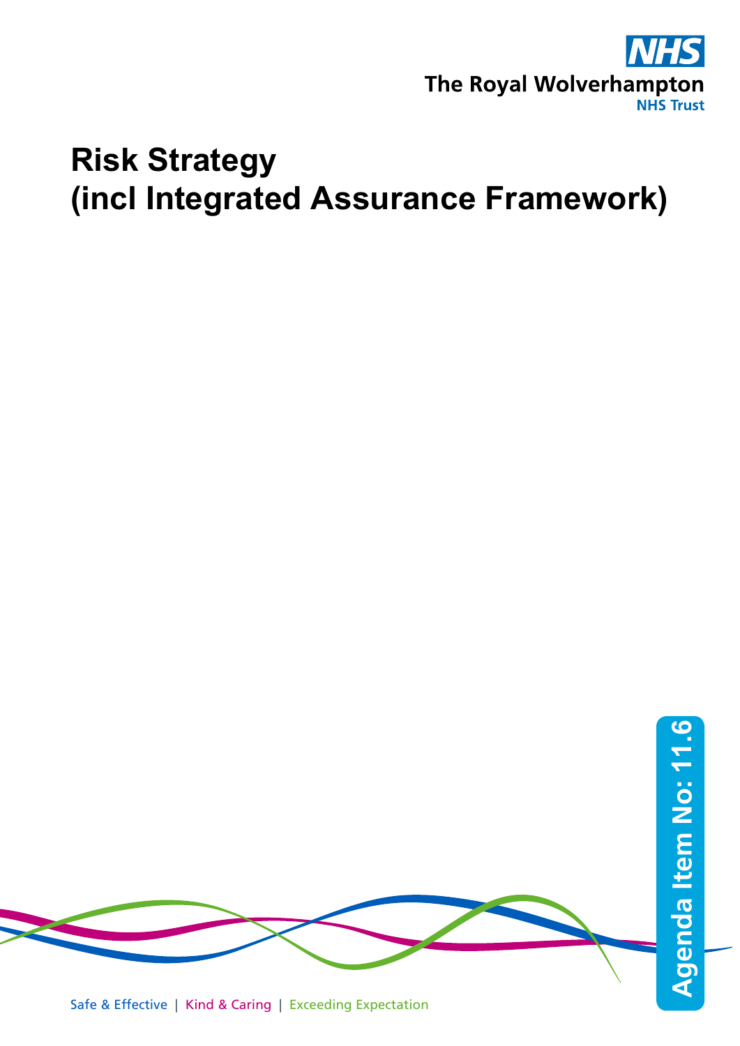The Royal Wolverhampton NHS Trust

# Risk Strategy (incl Integrated Assurance Framework)

Agenda Item No: 11.6

Safe & Effective | Kind & Caring | Exceeding Expectation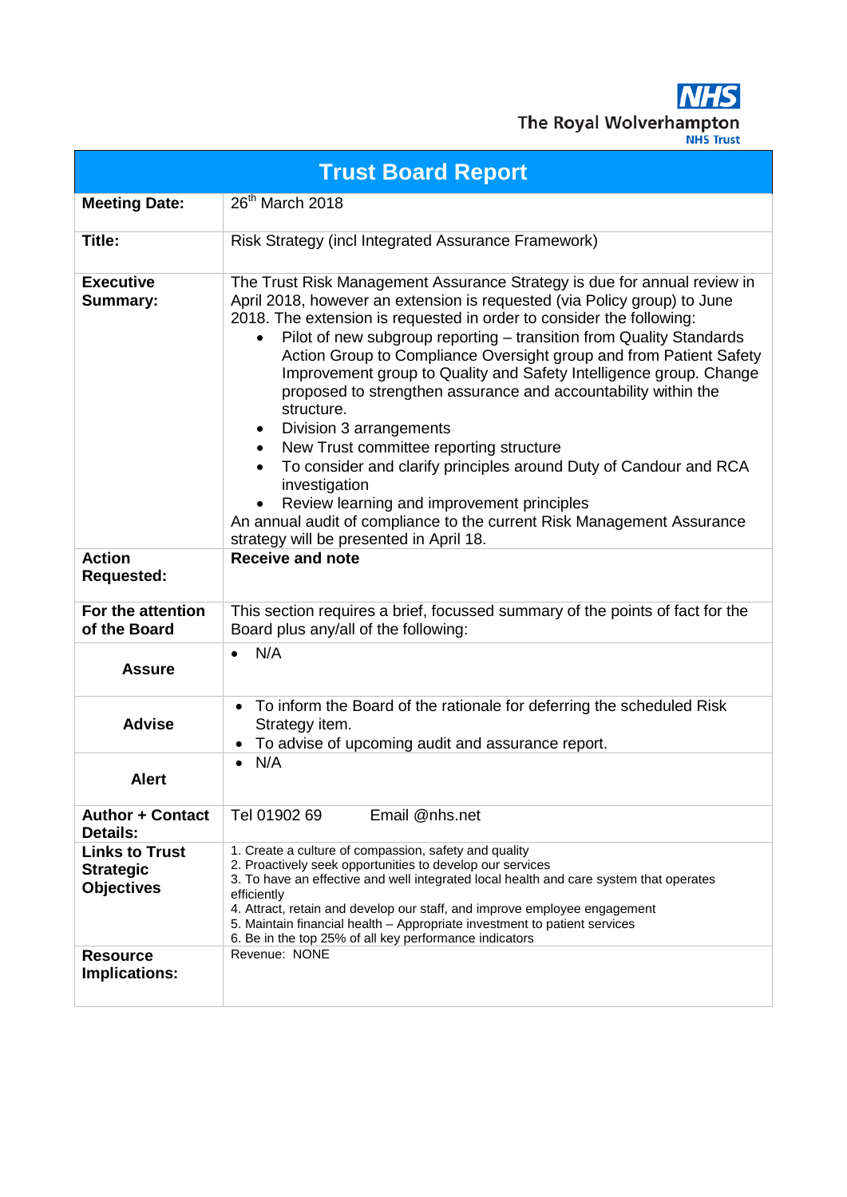The Royal Wolverhampton NHS Trust

# Trust Board Report

| | |
|---|---|
| **Meeting Date:** | 26th March 2018 |
| **Title:** | Risk Strategy (incl Integrated Assurance Framework) |
| **Executive Summary:** | The Trust Risk Management Assurance Strategy is due for annual review in April 2018, however an extension is requested (via Policy group) to June 2018. The extension is requested in order to consider the following:<br>• Pilot of new subgroup reporting – transition from Quality Standards Action Group to Compliance Oversight group and from Patient Safety Improvement group to Quality and Safety Intelligence group. Change proposed to strengthen assurance and accountability within the structure.<br>• Division 3 arrangements<br>• New Trust committee reporting structure<br>• To consider and clarify principles around Duty of Candour and RCA investigation<br>• Review learning and improvement principles<br>An annual audit of compliance to the current Risk Management Assurance strategy will be presented in April 18. |
| **Action Requested:** | **Receive and note** |
| **For the attention of the Board** | This section requires a brief, focussed summary of the points of fact for the Board plus any/all of the following: |
| **Assure** | • N/A |
| **Advise** | • To inform the Board of the rationale for deferring the scheduled Risk Strategy item.<br>• To advise of upcoming audit and assurance report. |
| **Alert** | • N/A |
| **Author + Contact Details:** | Tel 01902 69 Email @nhs.net |
| **Links to Trust Strategic Objectives** | 1. Create a culture of compassion, safety and quality<br>2. Proactively seek opportunities to develop our services<br>3. To have an effective and well integrated local health and care system that operates efficiently<br>4. Attract, retain and develop our staff, and improve employee engagement<br>5. Maintain financial health – Appropriate investment to patient services<br>6. Be in the top 25% of all key performance indicators |
| **Resource Implications:** | Revenue: NONE |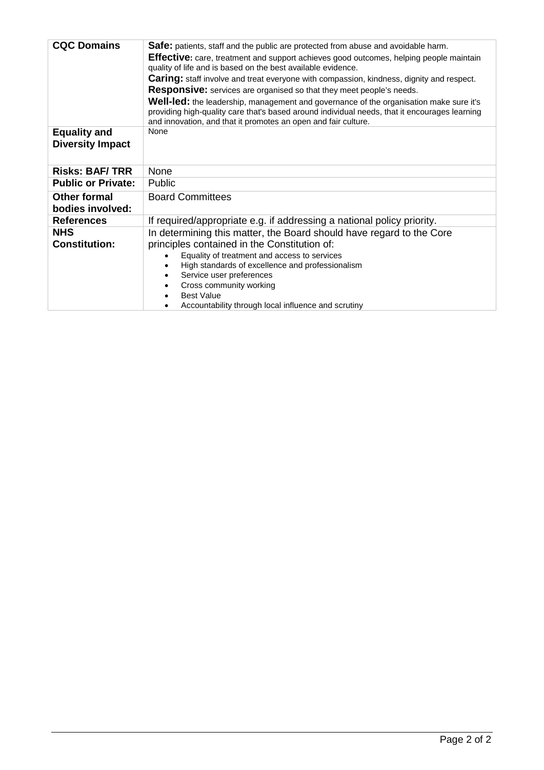| | |
|---|---|
| **CQC Domains** | **Safe:** patients, staff and the public are protected from abuse and avoidable harm.<br>**Effective:** care, treatment and support achieves good outcomes, helping people maintain quality of life and is based on the best available evidence.<br>**Caring:** staff involve and treat everyone with compassion, kindness, dignity and respect.<br>**Responsive:** services are organised so that they meet people's needs.<br>**Well-led:** the leadership, management and governance of the organisation make sure it's providing high-quality care that's based around individual needs, that it encourages learning and innovation, and that it promotes an open and fair culture. |
| **Equality and Diversity Impact** | None |
| **Risks: BAF/ TRR** | None |
| **Public or Private:** | Public |
| **Other formal bodies involved:** | Board Committees |
| **References** | If required/appropriate e.g. if addressing a national policy priority. |
| **NHS Constitution:** | In determining this matter, the Board should have regard to the Core principles contained in the Constitution of:<br>• Equality of treatment and access to services<br>• High standards of excellence and professionalism<br>• Service user preferences<br>• Cross community working<br>• Best Value<br>• Accountability through local influence and scrutiny |